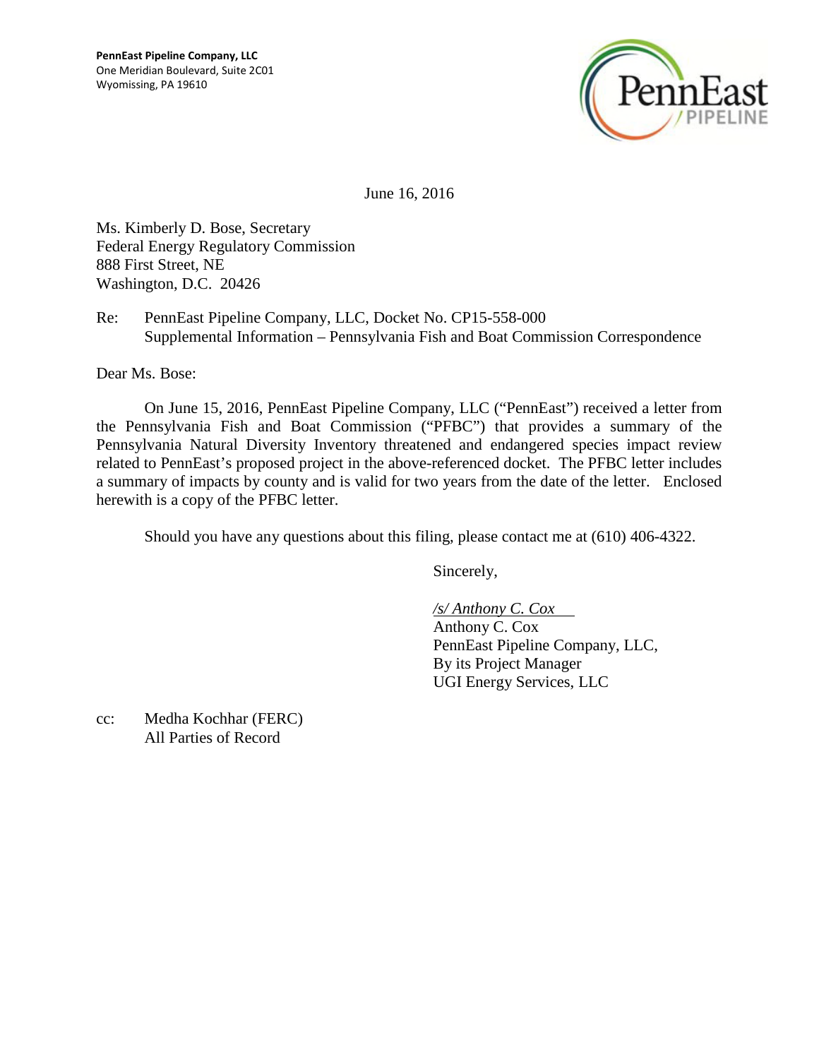**PennEast Pipeline Company, LLC**
One Meridian Boulevard, Suite 2C01
Wyomissing, PA 19610

June 16, 2016

Ms. Kimberly D. Bose, Secretary
Federal Energy Regulatory Commission
888 First Street, NE
Washington, D.C. 20426

Re: PennEast Pipeline Company, LLC, Docket No. CP15-558-000
Supplemental Information – Pennsylvania Fish and Boat Commission Correspondence

Dear Ms. Bose:

On June 15, 2016, PennEast Pipeline Company, LLC ("PennEast") received a letter from the Pennsylvania Fish and Boat Commission ("PFBC") that provides a summary of the Pennsylvania Natural Diversity Inventory threatened and endangered species impact review related to PennEast's proposed project in the above-referenced docket. The PFBC letter includes a summary of impacts by county and is valid for two years from the date of the letter. Enclosed herewith is a copy of the PFBC letter.

Should you have any questions about this filing, please contact me at (610) 406-4322.

Sincerely,

*/s/ Anthony C. Cox*
Anthony C. Cox
PennEast Pipeline Company, LLC,
By its Project Manager
UGI Energy Services, LLC

cc: Medha Kochhar (FERC)
All Parties of Record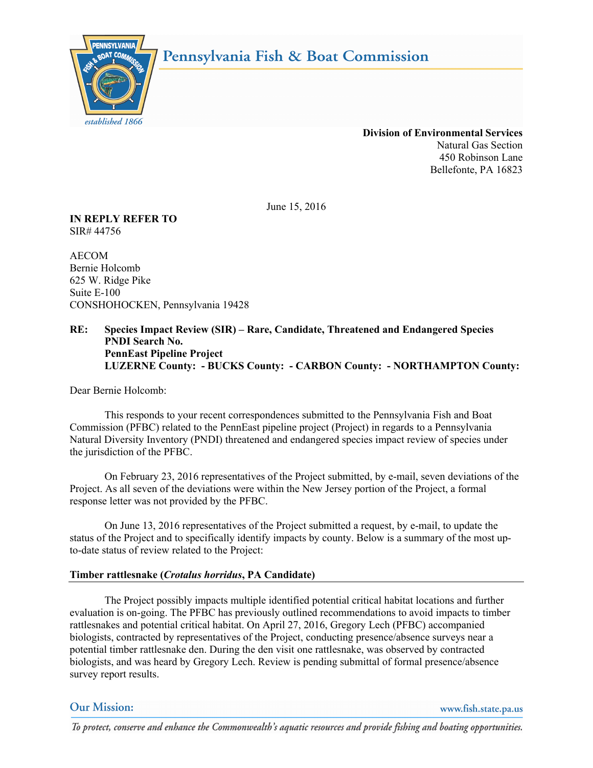# Pennsylvania Fish & Boat Commission

*established 1866*

**Division of Environmental Services**
Natural Gas Section
450 Robinson Lane
Bellefonte, PA 16823

June 15, 2016

**IN REPLY REFER TO**
SIR# 44756

AECOM
Bernie Holcomb
625 W. Ridge Pike
Suite E-100
CONSHOHOCKEN, Pennsylvania 19428

**RE: Species Impact Review (SIR) – Rare, Candidate, Threatened and Endangered Species**
**PNDI Search No.**
**PennEast Pipeline Project**
**LUZERNE County: - BUCKS County: - CARBON County: - NORTHAMPTON County:**

Dear Bernie Holcomb:

This responds to your recent correspondences submitted to the Pennsylvania Fish and Boat Commission (PFBC) related to the PennEast pipeline project (Project) in regards to a Pennsylvania Natural Diversity Inventory (PNDI) threatened and endangered species impact review of species under the jurisdiction of the PFBC.

On February 23, 2016 representatives of the Project submitted, by e-mail, seven deviations of the Project. As all seven of the deviations were within the New Jersey portion of the Project, a formal response letter was not provided by the PFBC.

On June 13, 2016 representatives of the Project submitted a request, by e-mail, to update the status of the Project and to specifically identify impacts by county. Below is a summary of the most up-to-date status of review related to the Project:

**Timber rattlesnake (*Crotalus horridus*, PA Candidate)**

The Project possibly impacts multiple identified potential critical habitat locations and further evaluation is on-going. The PFBC has previously outlined recommendations to avoid impacts to timber rattlesnakes and potential critical habitat. On April 27, 2016, Gregory Lech (PFBC) accompanied biologists, contracted by representatives of the Project, conducting presence/absence surveys near a potential timber rattlesnake den. During the den visit one rattlesnake, was observed by contracted biologists, and was heard by Gregory Lech. Review is pending submittal of formal presence/absence survey report results.

**Our Mission:** www.fish.state.pa.us

*To protect, conserve and enhance the Commonwealth's aquatic resources and provide fishing and boating opportunities.*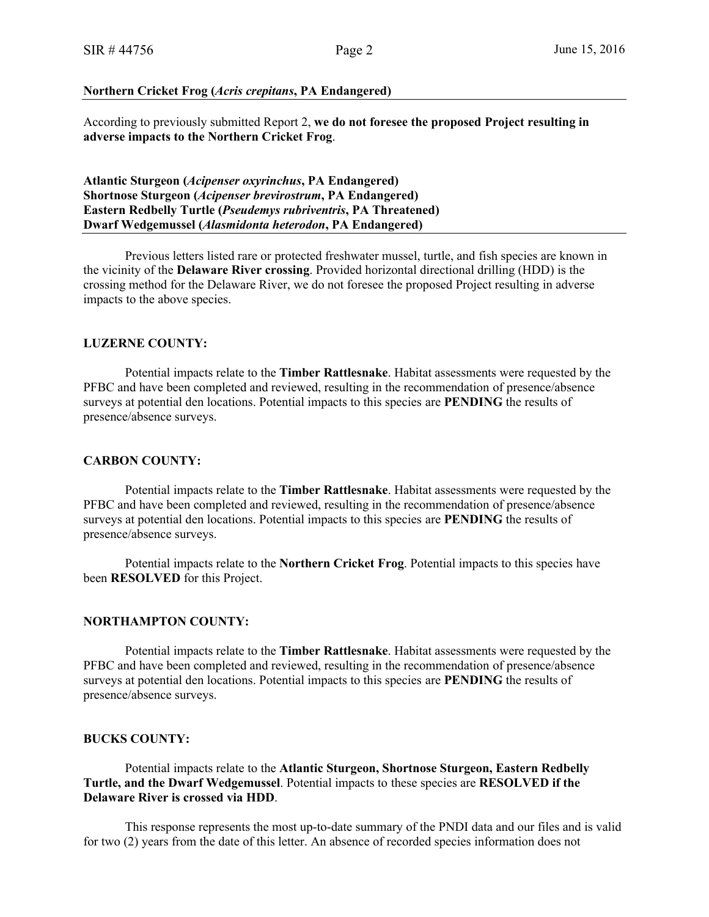**Northern Cricket Frog (*Acris crepitans*, PA Endangered)**

According to previously submitted Report 2, **we do not foresee the proposed Project resulting in adverse impacts to the Northern Cricket Frog**.

**Atlantic Sturgeon (*Acipenser oxyrinchus*, PA Endangered)**
**Shortnose Sturgeon (*Acipenser brevirostrum*, PA Endangered)**
**Eastern Redbelly Turtle (*Pseudemys rubriventris*, PA Threatened)**
**Dwarf Wedgemussel (*Alasmidonta heterodon*, PA Endangered)**

Previous letters listed rare or protected freshwater mussel, turtle, and fish species are known in the vicinity of the **Delaware River crossing**. Provided horizontal directional drilling (HDD) is the crossing method for the Delaware River, we do not foresee the proposed Project resulting in adverse impacts to the above species.

**LUZERNE COUNTY:**

Potential impacts relate to the **Timber Rattlesnake**. Habitat assessments were requested by the PFBC and have been completed and reviewed, resulting in the recommendation of presence/absence surveys at potential den locations. Potential impacts to this species are **PENDING** the results of presence/absence surveys.

**CARBON COUNTY:**

Potential impacts relate to the **Timber Rattlesnake**. Habitat assessments were requested by the PFBC and have been completed and reviewed, resulting in the recommendation of presence/absence surveys at potential den locations. Potential impacts to this species are **PENDING** the results of presence/absence surveys.

Potential impacts relate to the **Northern Cricket Frog**. Potential impacts to this species have been **RESOLVED** for this Project.

**NORTHAMPTON COUNTY:**

Potential impacts relate to the **Timber Rattlesnake**. Habitat assessments were requested by the PFBC and have been completed and reviewed, resulting in the recommendation of presence/absence surveys at potential den locations. Potential impacts to this species are **PENDING** the results of presence/absence surveys.

**BUCKS COUNTY:**

Potential impacts relate to the **Atlantic Sturgeon, Shortnose Sturgeon, Eastern Redbelly Turtle, and the Dwarf Wedgemussel**. Potential impacts to these species are **RESOLVED if the Delaware River is crossed via HDD**.

This response represents the most up-to-date summary of the PNDI data and our files and is valid for two (2) years from the date of this letter. An absence of recorded species information does not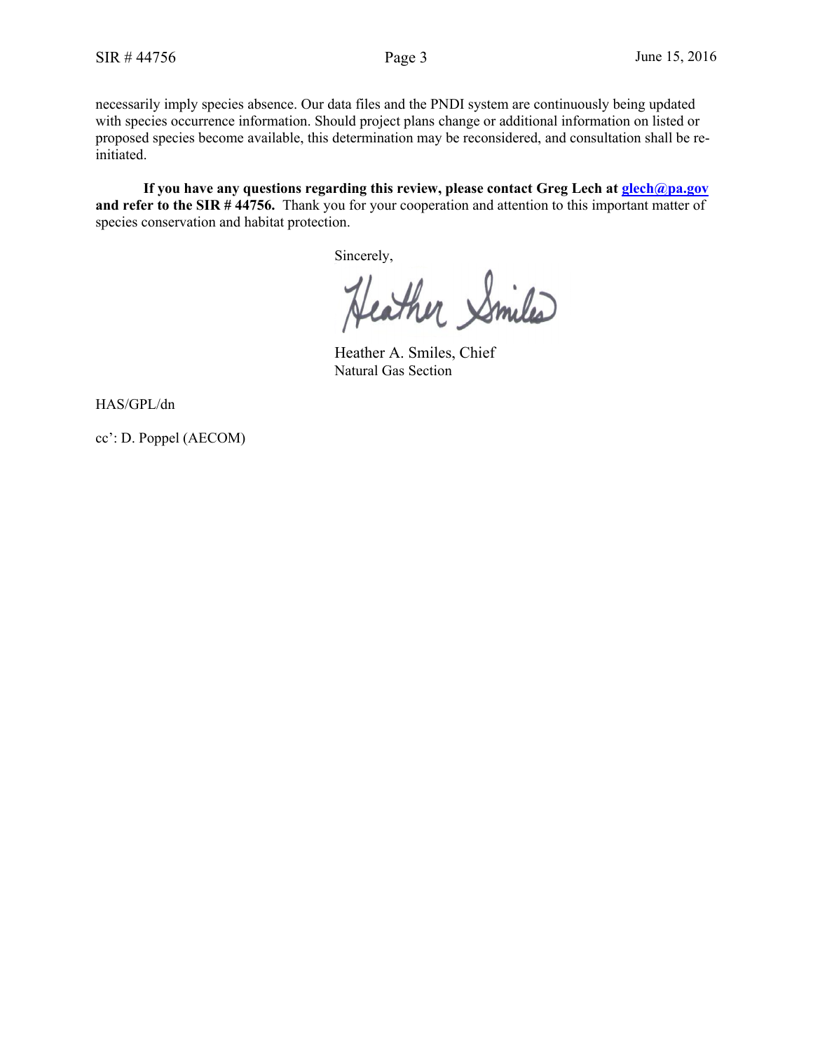necessarily imply species absence. Our data files and the PNDI system are continuously being updated with species occurrence information. Should project plans change or additional information on listed or proposed species become available, this determination may be reconsidered, and consultation shall be re-initiated.

**If you have any questions regarding this review, please contact Greg Lech at glech@pa.gov and refer to the SIR # 44756.** Thank you for your cooperation and attention to this important matter of species conservation and habitat protection.

Sincerely,

Heather A. Smiles, Chief
Natural Gas Section

HAS/GPL/dn

cc': D. Poppel (AECOM)